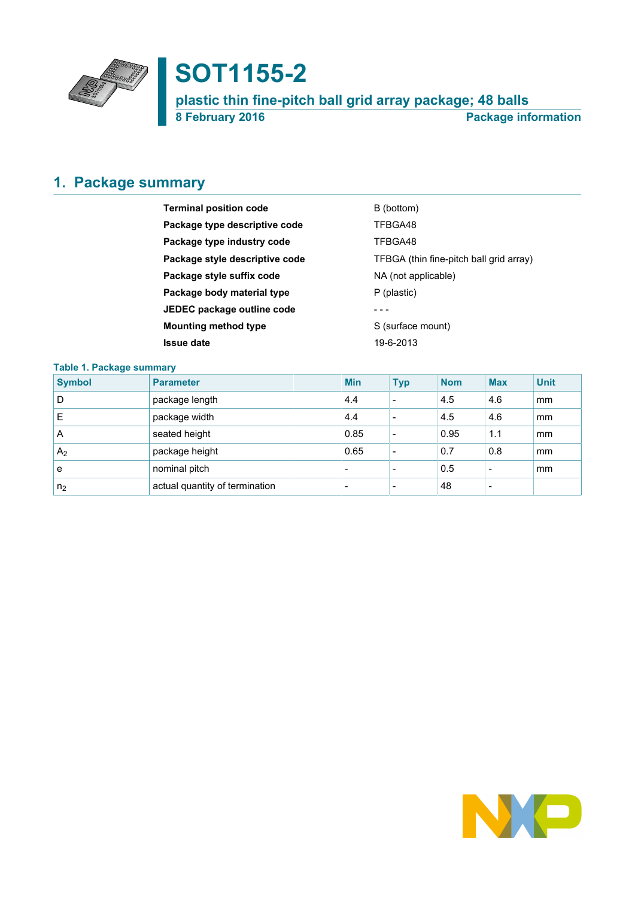# SOT1155-2

## plastic thin fine-pitch ball grid array package; 48 balls

**8 February 2016** **Package information**

## 1. Package summary

| | |
|---|---|
| **Terminal position code** | B (bottom) |
| **Package type descriptive code** | TFBGA48 |
| **Package type industry code** | TFBGA48 |
| **Package style descriptive code** | TFBGA (thin fine-pitch ball grid array) |
| **Package style suffix code** | NA (not applicable) |
| **Package body material type** | P (plastic) |
| **JEDEC package outline code** | - - - |
| **Mounting method type** | S (surface mount) |
| **Issue date** | 19-6-2013 |

**Table 1. Package summary**

| Symbol | Parameter | Min | Typ | Nom | Max | Unit |
|---|---|---|---|---|---|---|
| D | package length | 4.4 | - | 4.5 | 4.6 | mm |
| E | package width | 4.4 | - | 4.5 | 4.6 | mm |
| A | seated height | 0.85 | - | 0.95 | 1.1 | mm |
| $A_2$ | package height | 0.65 | - | 0.7 | 0.8 | mm |
| e | nominal pitch | - | - | 0.5 | - | mm |
| $n_2$ | actual quantity of termination | - | - | 48 | - | |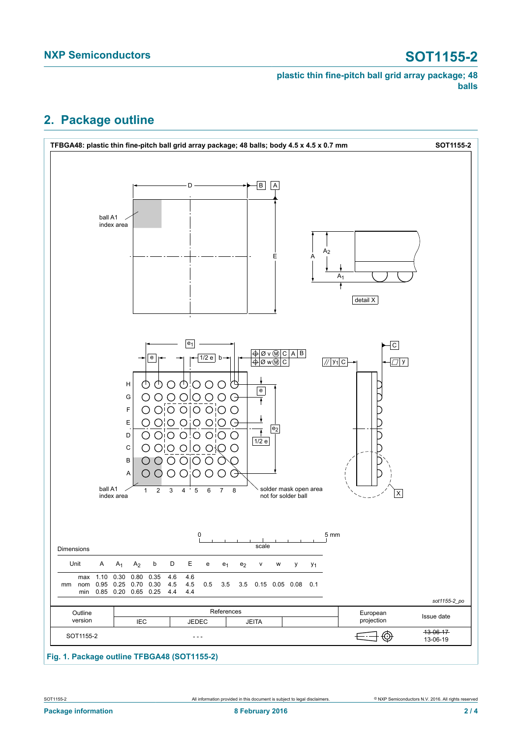## 2. Package outline

**TFBGA48: plastic thin fine-pitch ball grid array package; 48 balls; body 4.5 x 4.5 x 0.7 mm** — **SOT1155-2**

Dimensions

| Unit | | A | $A_1$ | $A_2$ | b | D | E | e | $e_1$ | $e_2$ | v | w | y | $y_1$ |
|---|---|---|---|---|---|---|---|---|---|---|---|---|---|---|
| mm | max | 1.10 | 0.30 | 0.80 | 0.35 | 4.6 | 4.6 | | | | | | | |
| | nom | 0.95 | 0.25 | 0.70 | 0.30 | 4.5 | 4.5 | 0.5 | 3.5 | 3.5 | 0.15 | 0.05 | 0.08 | 0.1 |
| | min | 0.85 | 0.20 | 0.65 | 0.25 | 4.4 | 4.4 | | | | | | | |

*sot1155-2_po*

| Outline version | References: IEC | References: JEDEC | References: JEITA | | European projection | Issue date |
|---|---|---|---|---|---|---|
| SOT1155-2 | | - - - | | | | ~~13-06-17~~ 13-06-19 |

**Fig. 1. Package outline TFBGA48 (SOT1155-2)**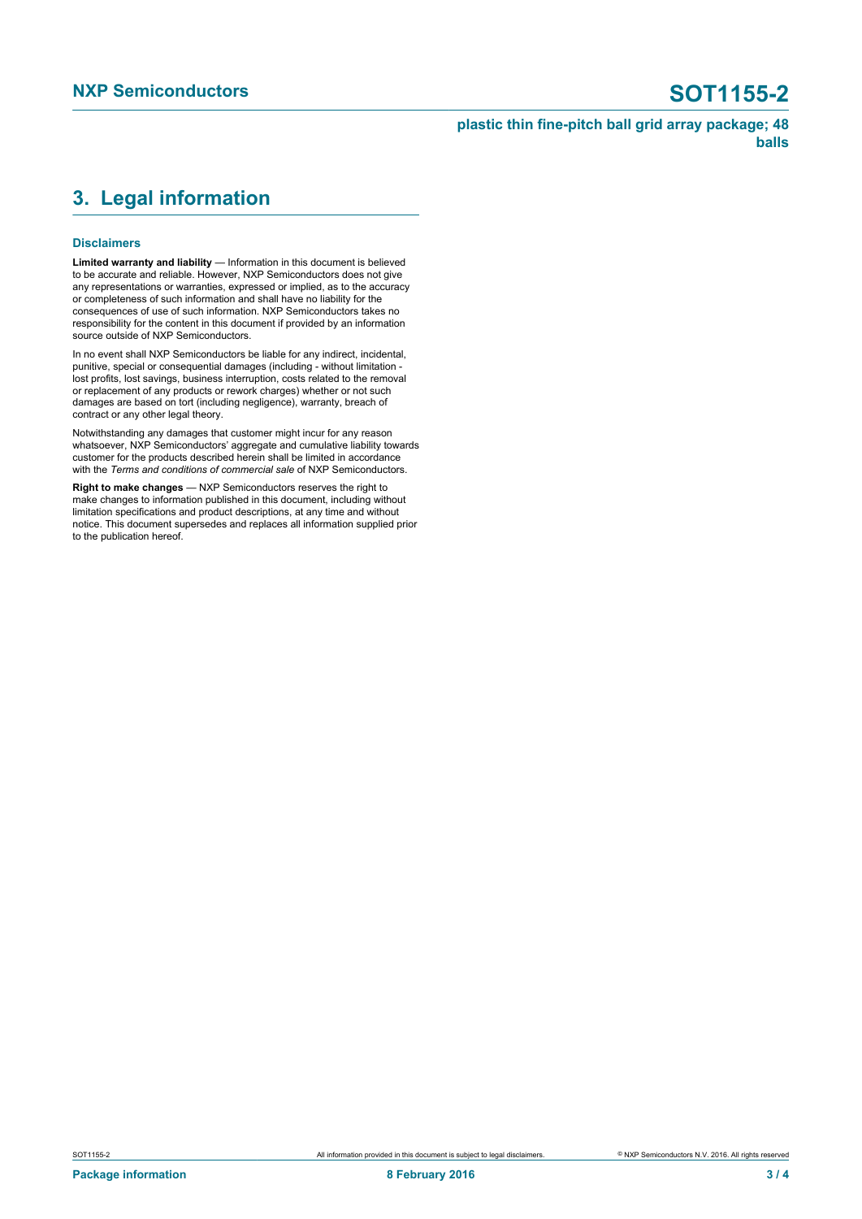## 3. Legal information

### Disclaimers

**Limited warranty and liability** — Information in this document is believed to be accurate and reliable. However, NXP Semiconductors does not give any representations or warranties, expressed or implied, as to the accuracy or completeness of such information and shall have no liability for the consequences of use of such information. NXP Semiconductors takes no responsibility for the content in this document if provided by an information source outside of NXP Semiconductors.

In no event shall NXP Semiconductors be liable for any indirect, incidental, punitive, special or consequential damages (including - without limitation - lost profits, lost savings, business interruption, costs related to the removal or replacement of any products or rework charges) whether or not such damages are based on tort (including negligence), warranty, breach of contract or any other legal theory.

Notwithstanding any damages that customer might incur for any reason whatsoever, NXP Semiconductors' aggregate and cumulative liability towards customer for the products described herein shall be limited in accordance with the *Terms and conditions of commercial sale* of NXP Semiconductors.

**Right to make changes** — NXP Semiconductors reserves the right to make changes to information published in this document, including without limitation specifications and product descriptions, at any time and without notice. This document supersedes and replaces all information supplied prior to the publication hereof.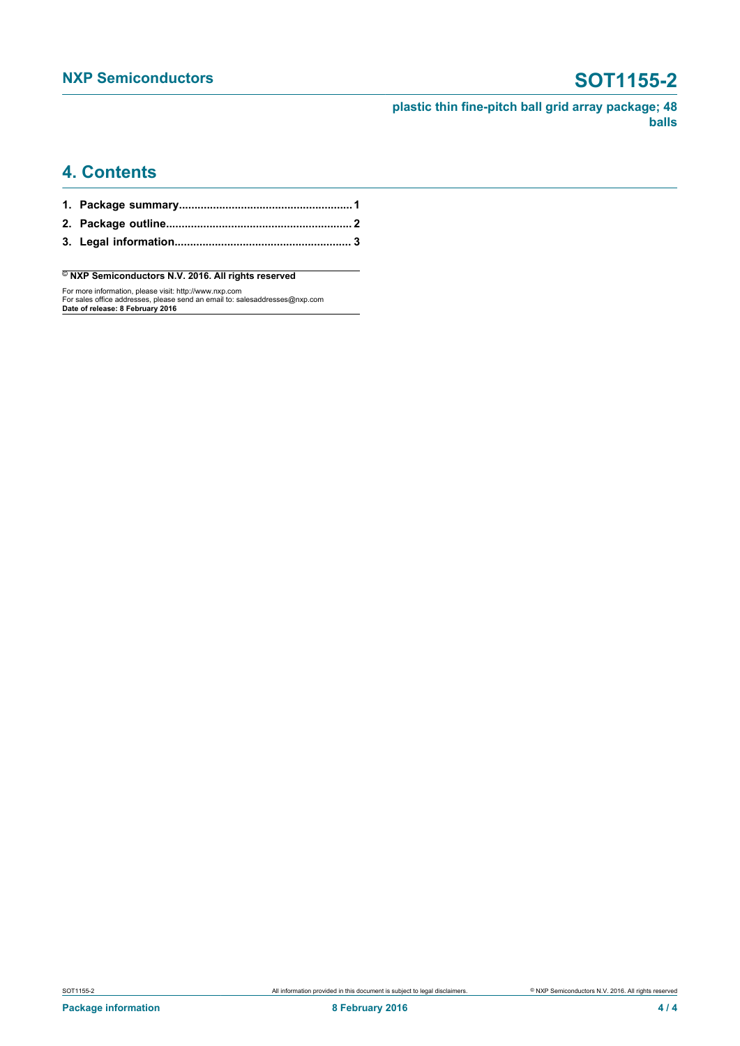## 4. Contents

1. Package summary........................................................ 1
2. Package outline............................................................ 2
3. Legal information.......................................................... 3

**© NXP Semiconductors N.V. 2016. All rights reserved**

For more information, please visit: http://www.nxp.com
For sales office addresses, please send an email to: salesaddresses@nxp.com
**Date of release: 8 February 2016**